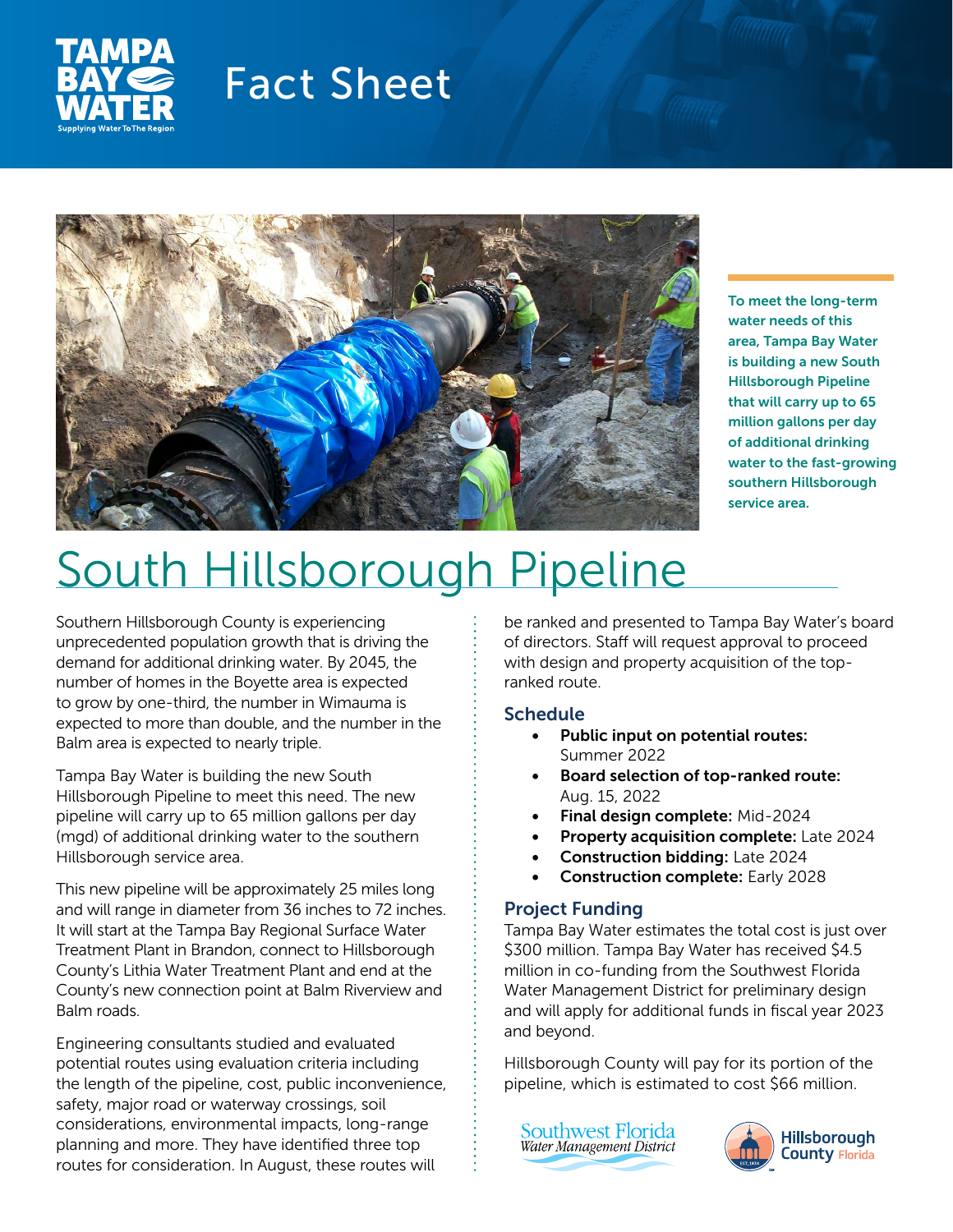# Fact Sheet

To meet the long-term water needs of this area, Tampa Bay Water is building a new South Hillsborough Pipeline that will carry up to 65 million gallons per day of additional drinking water to the fast-growing southern Hillsborough service area.

# South Hillsborough Pipeline

Southern Hillsborough County is experiencing unprecedented population growth that is driving the demand for additional drinking water. By 2045, the number of homes in the Boyette area is expected to grow by one-third, the number in Wimauma is expected to more than double, and the number in the Balm area is expected to nearly triple.

Tampa Bay Water is building the new South Hillsborough Pipeline to meet this need. The new pipeline will carry up to 65 million gallons per day (mgd) of additional drinking water to the southern Hillsborough service area.

This new pipeline will be approximately 25 miles long and will range in diameter from 36 inches to 72 inches. It will start at the Tampa Bay Regional Surface Water Treatment Plant in Brandon, connect to Hillsborough County's Lithia Water Treatment Plant and end at the County's new connection point at Balm Riverview and Balm roads.

Engineering consultants studied and evaluated potential routes using evaluation criteria including the length of the pipeline, cost, public inconvenience, safety, major road or waterway crossings, soil considerations, environmental impacts, long-range planning and more. They have identified three top routes for consideration. In August, these routes will be ranked and presented to Tampa Bay Water's board of directors. Staff will request approval to proceed with design and property acquisition of the top-ranked route.

## Schedule

- **Public input on potential routes:** Summer 2022
- **Board selection of top-ranked route:** Aug. 15, 2022
- **Final design complete:** Mid-2024
- **Property acquisition complete:** Late 2024
- **Construction bidding:** Late 2024
- **Construction complete:** Early 2028

## Project Funding

Tampa Bay Water estimates the total cost is just over $300 million. Tampa Bay Water has received $4.5 million in co-funding from the Southwest Florida Water Management District for preliminary design and will apply for additional funds in fiscal year 2023 and beyond.

Hillsborough County will pay for its portion of the pipeline, which is estimated to cost $66 million.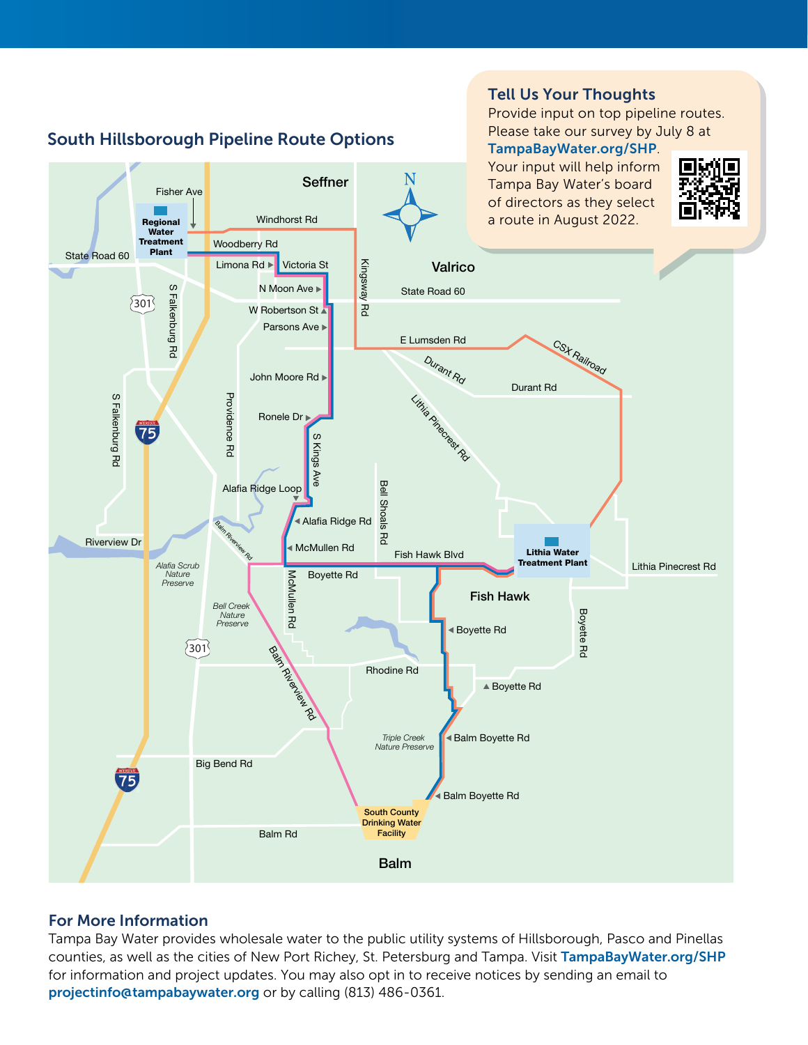## South Hillsborough Pipeline Route Options

Seffner
Fisher Ave
Regional Water Treatment Plant
Windhorst Rd
Woodberry Rd
State Road 60
Limona Rd
Victoria St
N Moon Ave
W Robertson St
Parsons Ave
Kingsway Rd
Valrico
State Road 60
301
S Falkenburg Rd
E Lumsden Rd
CSX Railroad
Durant Rd
Durant Rd
John Moore Rd
Ronele Dr
75
S Falkenburg Rd
Providence Rd
Lithia Pinecrest Rd
S Kings Ave
Alafia Ridge Loop
Alafia Ridge Rd
Bell Shoals Rd
McMullen Rd
Riverview Dr
Balm Riverview Rd
Alafia Scrub Nature Preserve
Fish Hawk Blvd
Lithia Water Treatment Plant
Lithia Pinecrest Rd
Boyette Rd
Fish Hawk
McMullen Rd
Bell Creek Nature Preserve
Boyette Rd
Boyette Rd
301
Balm Riverview Rd
Rhodine Rd
Boyette Rd
Balm Boyette Rd
Triple Creek Nature Preserve
Big Bend Rd
75
Balm Boyette Rd
South County Drinking Water Facility
Balm Rd
Balm

### Tell Us Your Thoughts

Provide input on top pipeline routes. Please take our survey by July 8 at **TampaBayWater.org/SHP**. Your input will help inform Tampa Bay Water's board of directors as they select a route in August 2022.

## For More Information

Tampa Bay Water provides wholesale water to the public utility systems of Hillsborough, Pasco and Pinellas counties, as well as the cities of New Port Richey, St. Petersburg and Tampa. Visit **TampaBayWater.org/SHP** for information and project updates. You may also opt in to receive notices by sending an email to **projectinfo@tampabaywater.org** or by calling (813) 486-0361.